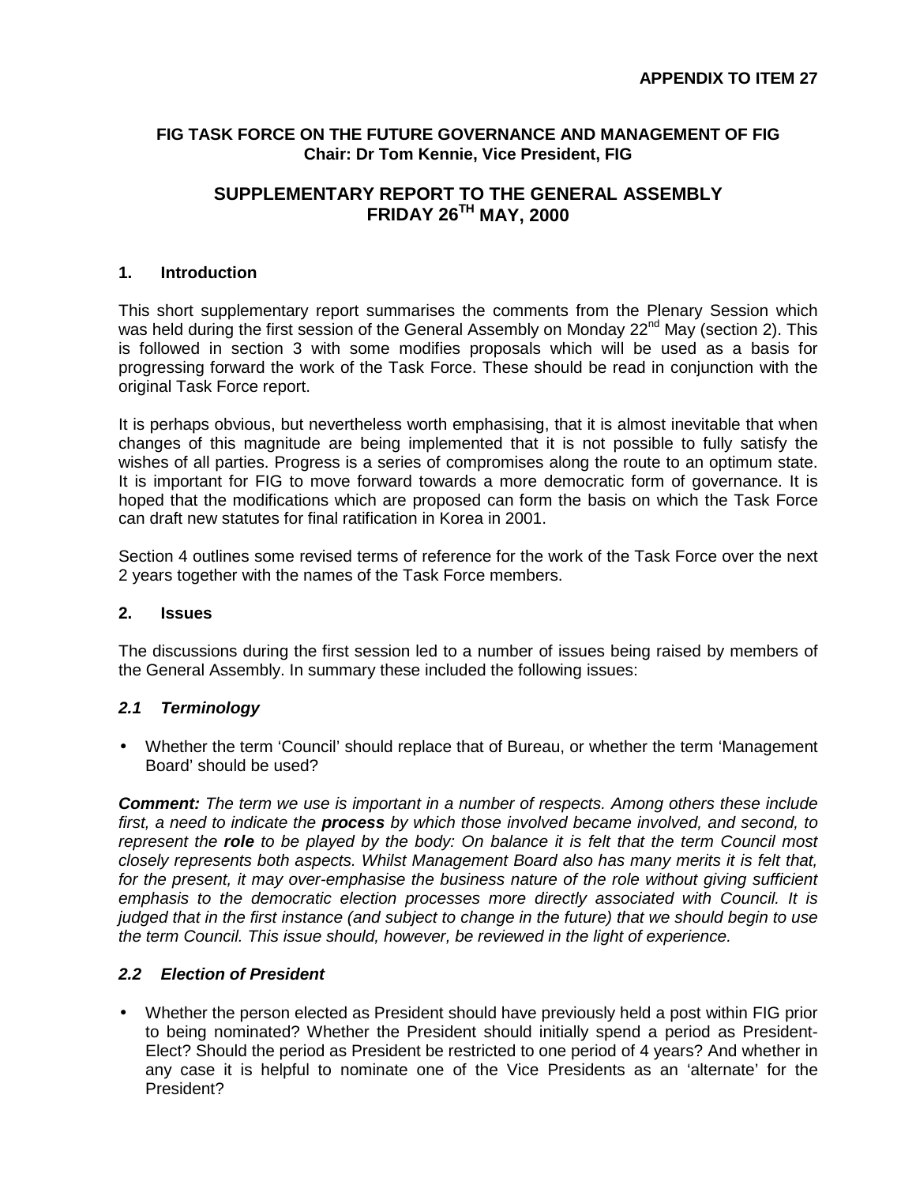**APPENDIX TO ITEM 27**

**FIG TASK FORCE ON THE FUTURE GOVERNANCE AND MANAGEMENT OF FIG**
**Chair: Dr Tom Kennie, Vice President, FIG**

# SUPPLEMENTARY REPORT TO THE GENERAL ASSEMBLY FRIDAY 26TH MAY, 2000

## 1. Introduction

This short supplementary report summarises the comments from the Plenary Session which was held during the first session of the General Assembly on Monday 22nd May (section 2). This is followed in section 3 with some modifies proposals which will be used as a basis for progressing forward the work of the Task Force. These should be read in conjunction with the original Task Force report.

It is perhaps obvious, but nevertheless worth emphasising, that it is almost inevitable that when changes of this magnitude are being implemented that it is not possible to fully satisfy the wishes of all parties. Progress is a series of compromises along the route to an optimum state. It is important for FIG to move forward towards a more democratic form of governance. It is hoped that the modifications which are proposed can form the basis on which the Task Force can draft new statutes for final ratification in Korea in 2001.

Section 4 outlines some revised terms of reference for the work of the Task Force over the next 2 years together with the names of the Task Force members.

## 2. Issues

The discussions during the first session led to a number of issues being raised by members of the General Assembly. In summary these included the following issues:

### *2.1 Terminology*

- Whether the term 'Council' should replace that of Bureau, or whether the term 'Management Board' should be used?

***Comment:*** *The term we use is important in a number of respects. Among others these include first, a need to indicate the* ***process*** *by which those involved became involved, and second, to represent the* ***role*** *to be played by the body: On balance it is felt that the term Council most closely represents both aspects. Whilst Management Board also has many merits it is felt that, for the present, it may over-emphasise the business nature of the role without giving sufficient emphasis to the democratic election processes more directly associated with Council. It is judged that in the first instance (and subject to change in the future) that we should begin to use the term Council. This issue should, however, be reviewed in the light of experience.*

### *2.2 Election of President*

- Whether the person elected as President should have previously held a post within FIG prior to being nominated? Whether the President should initially spend a period as President-Elect? Should the period as President be restricted to one period of 4 years? And whether in any case it is helpful to nominate one of the Vice Presidents as an 'alternate' for the President?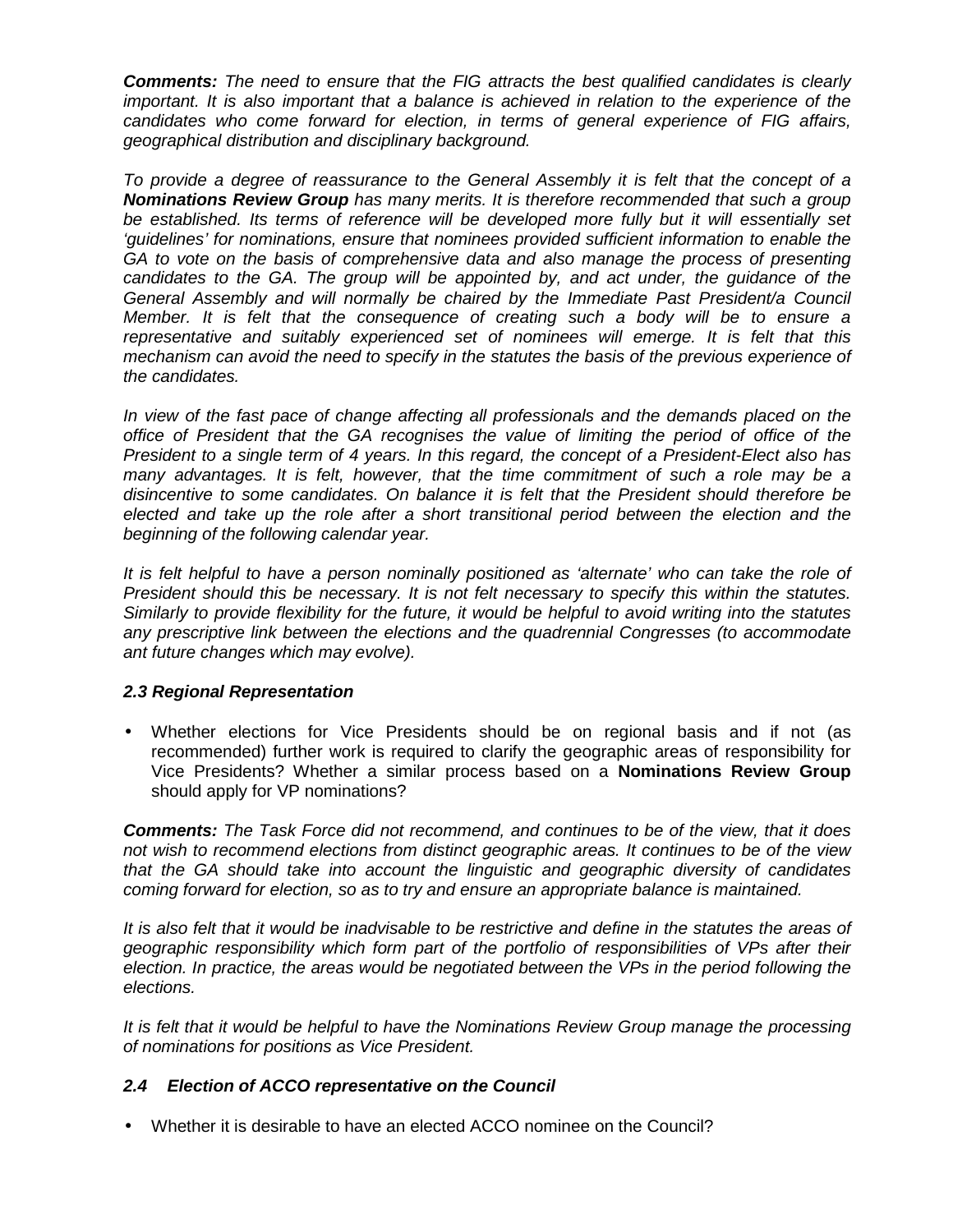***Comments:*** *The need to ensure that the FIG attracts the best qualified candidates is clearly important. It is also important that a balance is achieved in relation to the experience of the candidates who come forward for election, in terms of general experience of FIG affairs, geographical distribution and disciplinary background.*

*To provide a degree of reassurance to the General Assembly it is felt that the concept of a **Nominations Review Group** has many merits. It is therefore recommended that such a group be established. Its terms of reference will be developed more fully but it will essentially set 'guidelines' for nominations, ensure that nominees provided sufficient information to enable the GA to vote on the basis of comprehensive data and also manage the process of presenting candidates to the GA. The group will be appointed by, and act under, the guidance of the General Assembly and will normally be chaired by the Immediate Past President/a Council Member. It is felt that the consequence of creating such a body will be to ensure a representative and suitably experienced set of nominees will emerge. It is felt that this mechanism can avoid the need to specify in the statutes the basis of the previous experience of the candidates.*

*In view of the fast pace of change affecting all professionals and the demands placed on the office of President that the GA recognises the value of limiting the period of office of the President to a single term of 4 years. In this regard, the concept of a President-Elect also has many advantages. It is felt, however, that the time commitment of such a role may be a disincentive to some candidates. On balance it is felt that the President should therefore be elected and take up the role after a short transitional period between the election and the beginning of the following calendar year.*

*It is felt helpful to have a person nominally positioned as 'alternate' who can take the role of President should this be necessary. It is not felt necessary to specify this within the statutes. Similarly to provide flexibility for the future, it would be helpful to avoid writing into the statutes any prescriptive link between the elections and the quadrennial Congresses (to accommodate ant future changes which may evolve).*

### *2.3 Regional Representation*

- Whether elections for Vice Presidents should be on regional basis and if not (as recommended) further work is required to clarify the geographic areas of responsibility for Vice Presidents? Whether a similar process based on a **Nominations Review Group** should apply for VP nominations?

***Comments:*** *The Task Force did not recommend, and continues to be of the view, that it does not wish to recommend elections from distinct geographic areas. It continues to be of the view that the GA should take into account the linguistic and geographic diversity of candidates coming forward for election, so as to try and ensure an appropriate balance is maintained.*

*It is also felt that it would be inadvisable to be restrictive and define in the statutes the areas of geographic responsibility which form part of the portfolio of responsibilities of VPs after their election. In practice, the areas would be negotiated between the VPs in the period following the elections.*

*It is felt that it would be helpful to have the Nominations Review Group manage the processing of nominations for positions as Vice President.*

### *2.4 Election of ACCO representative on the Council*

- Whether it is desirable to have an elected ACCO nominee on the Council?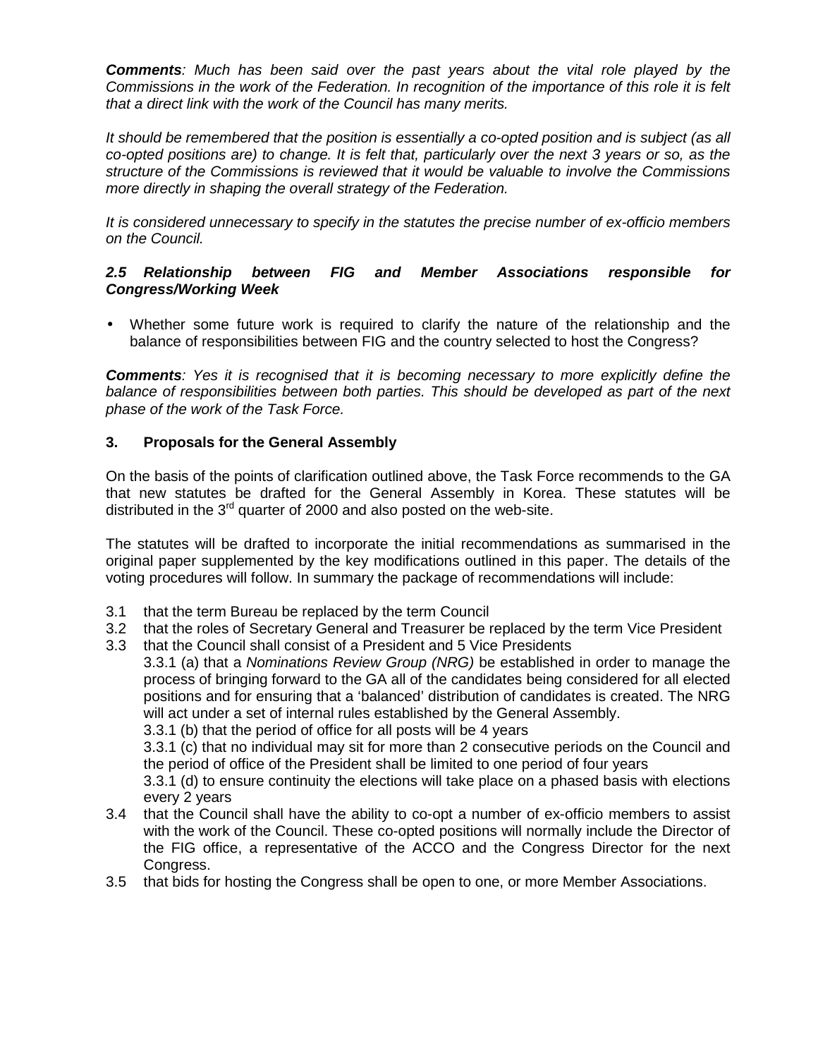***Comments**: Much has been said over the past years about the vital role played by the Commissions in the work of the Federation. In recognition of the importance of this role it is felt that a direct link with the work of the Council has many merits.*

*It should be remembered that the position is essentially a co-opted position and is subject (as all co-opted positions are) to change. It is felt that, particularly over the next 3 years or so, as the structure of the Commissions is reviewed that it would be valuable to involve the Commissions more directly in shaping the overall strategy of the Federation.*

*It is considered unnecessary to specify in the statutes the precise number of ex-officio members on the Council.*

### *2.5 Relationship between FIG and Member Associations responsible for Congress/Working Week*

- Whether some future work is required to clarify the nature of the relationship and the balance of responsibilities between FIG and the country selected to host the Congress?

***Comments**: Yes it is recognised that it is becoming necessary to more explicitly define the balance of responsibilities between both parties. This should be developed as part of the next phase of the work of the Task Force.*

## 3. Proposals for the General Assembly

On the basis of the points of clarification outlined above, the Task Force recommends to the GA that new statutes be drafted for the General Assembly in Korea. These statutes will be distributed in the 3rd quarter of 2000 and also posted on the web-site.

The statutes will be drafted to incorporate the initial recommendations as summarised in the original paper supplemented by the key modifications outlined in this paper. The details of the voting procedures will follow. In summary the package of recommendations will include:

3.1 that the term Bureau be replaced by the term Council

3.2 that the roles of Secretary General and Treasurer be replaced by the term Vice President

3.3 that the Council shall consist of a President and 5 Vice Presidents

3.3.1 (a) that a *Nominations Review Group (NRG)* be established in order to manage the process of bringing forward to the GA all of the candidates being considered for all elected positions and for ensuring that a 'balanced' distribution of candidates is created. The NRG will act under a set of internal rules established by the General Assembly.

3.3.1 (b) that the period of office for all posts will be 4 years

3.3.1 (c) that no individual may sit for more than 2 consecutive periods on the Council and the period of office of the President shall be limited to one period of four years

3.3.1 (d) to ensure continuity the elections will take place on a phased basis with elections every 2 years

3.4 that the Council shall have the ability to co-opt a number of ex-officio members to assist with the work of the Council. These co-opted positions will normally include the Director of the FIG office, a representative of the ACCO and the Congress Director for the next Congress.

3.5 that bids for hosting the Congress shall be open to one, or more Member Associations.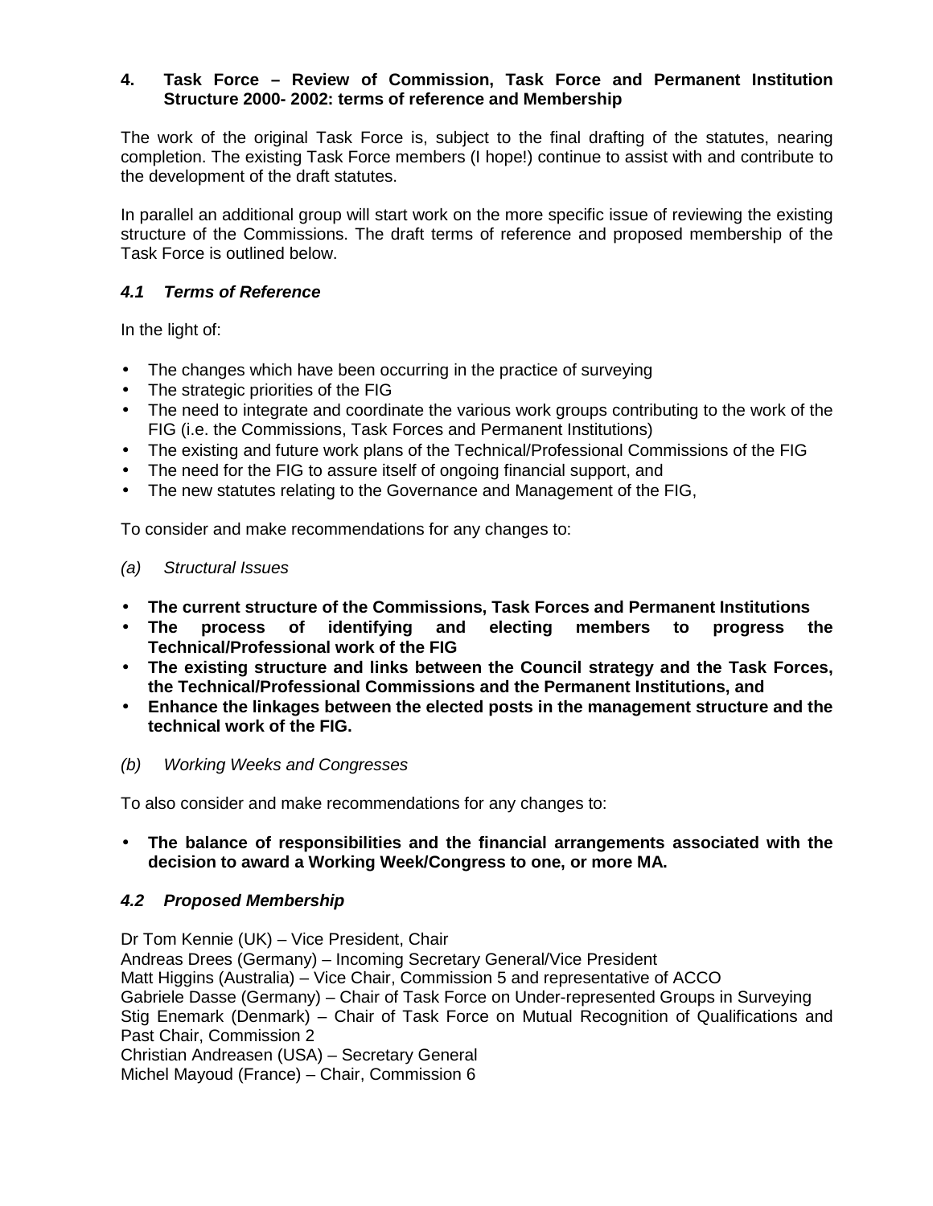## 4. Task Force – Review of Commission, Task Force and Permanent Institution Structure 2000- 2002: terms of reference and Membership

The work of the original Task Force is, subject to the final drafting of the statutes, nearing completion. The existing Task Force members (I hope!) continue to assist with and contribute to the development of the draft statutes.

In parallel an additional group will start work on the more specific issue of reviewing the existing structure of the Commissions. The draft terms of reference and proposed membership of the Task Force is outlined below.

### *4.1 Terms of Reference*

In the light of:

- The changes which have been occurring in the practice of surveying
- The strategic priorities of the FIG
- The need to integrate and coordinate the various work groups contributing to the work of the FIG (i.e. the Commissions, Task Forces and Permanent Institutions)
- The existing and future work plans of the Technical/Professional Commissions of the FIG
- The need for the FIG to assure itself of ongoing financial support, and
- The new statutes relating to the Governance and Management of the FIG,

To consider and make recommendations for any changes to:

*(a) Structural Issues*

- **The current structure of the Commissions, Task Forces and Permanent Institutions**
- **The process of identifying and electing members to progress the Technical/Professional work of the FIG**
- **The existing structure and links between the Council strategy and the Task Forces, the Technical/Professional Commissions and the Permanent Institutions, and**
- **Enhance the linkages between the elected posts in the management structure and the technical work of the FIG.**

*(b) Working Weeks and Congresses*

To also consider and make recommendations for any changes to:

- **The balance of responsibilities and the financial arrangements associated with the decision to award a Working Week/Congress to one, or more MA.**

### *4.2 Proposed Membership*

Dr Tom Kennie (UK) – Vice President, Chair
Andreas Drees (Germany) – Incoming Secretary General/Vice President
Matt Higgins (Australia) – Vice Chair, Commission 5 and representative of ACCO
Gabriele Dasse (Germany) – Chair of Task Force on Under-represented Groups in Surveying
Stig Enemark (Denmark) – Chair of Task Force on Mutual Recognition of Qualifications and Past Chair, Commission 2
Christian Andreasen (USA) – Secretary General
Michel Mayoud (France) – Chair, Commission 6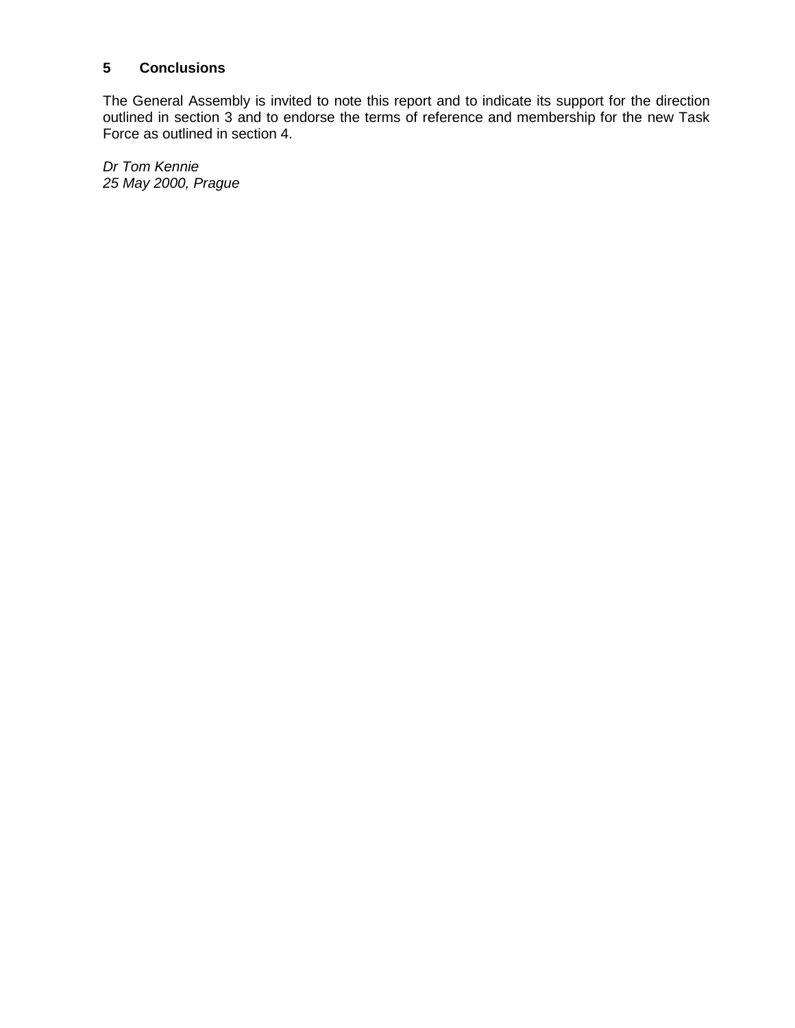## 5 Conclusions

The General Assembly is invited to note this report and to indicate its support for the direction outlined in section 3 and to endorse the terms of reference and membership for the new Task Force as outlined in section 4.

*Dr Tom Kennie*
*25 May 2000, Prague*